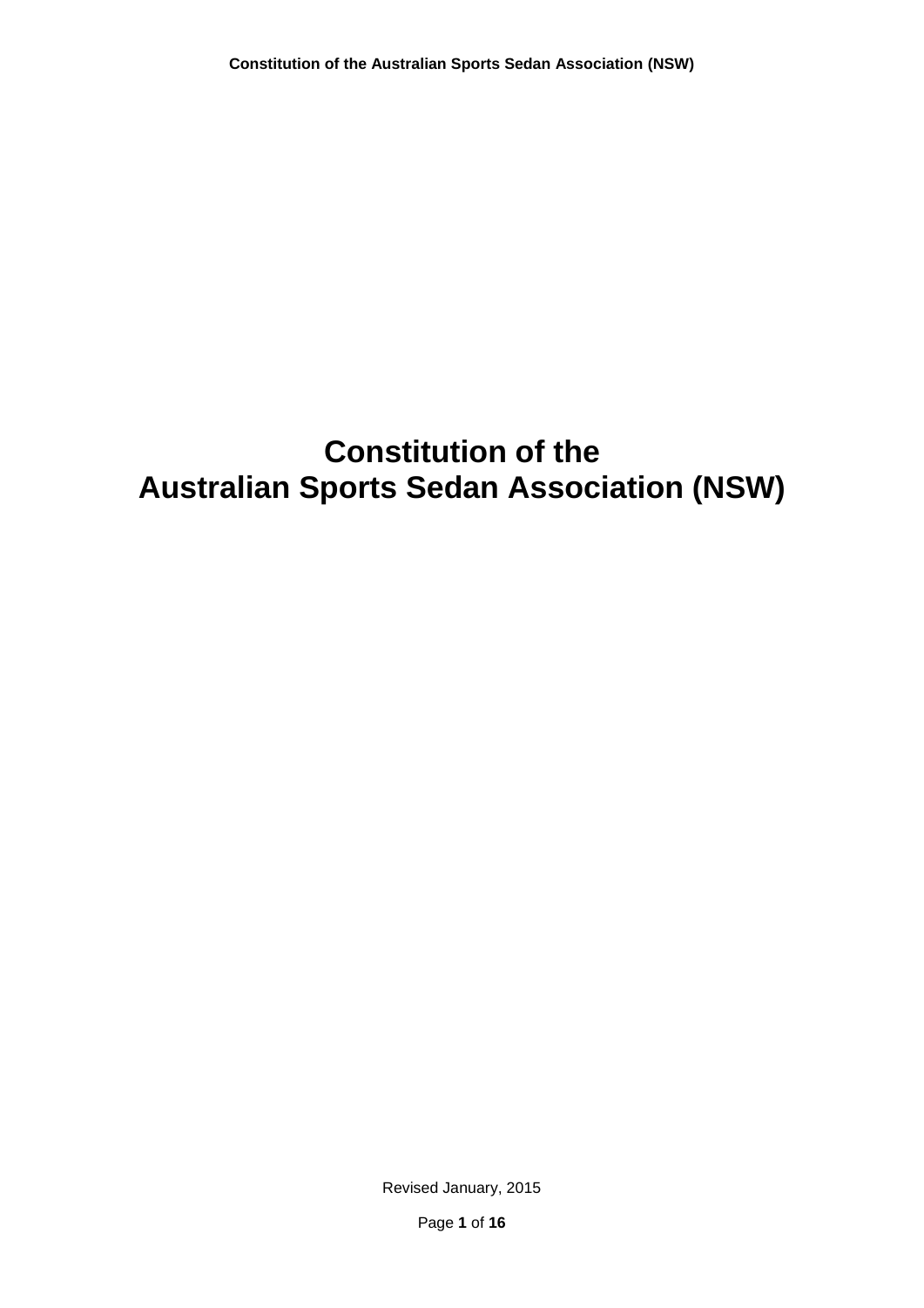# Constitution of the Australian Sports Sedan Association (NSW)

Revised January, 2015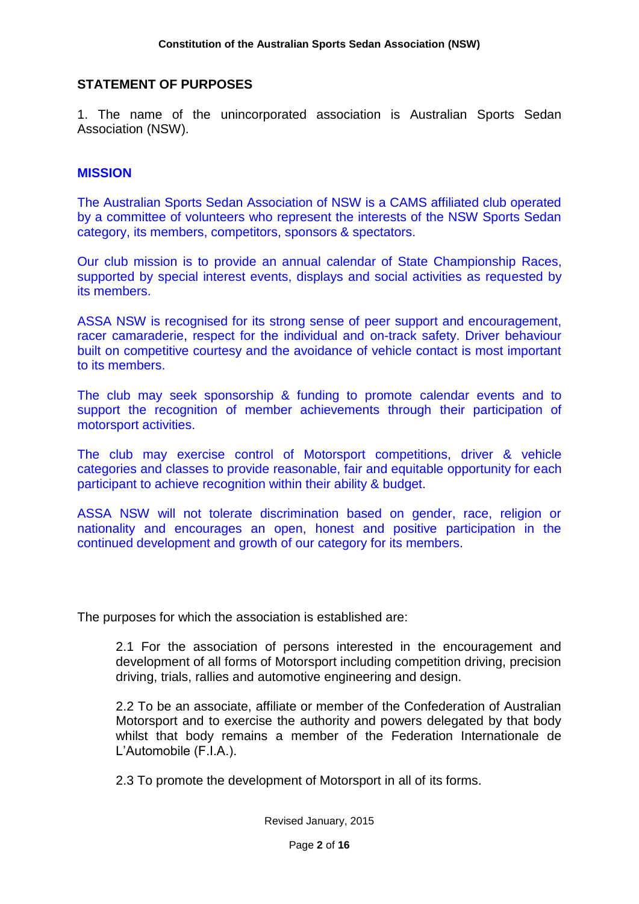## STATEMENT OF PURPOSES

1. The name of the unincorporated association is Australian Sports Sedan Association (NSW).

## MISSION

The Australian Sports Sedan Association of NSW is a CAMS affiliated club operated by a committee of volunteers who represent the interests of the NSW Sports Sedan category, its members, competitors, sponsors & spectators.

Our club mission is to provide an annual calendar of State Championship Races, supported by special interest events, displays and social activities as requested by its members.

ASSA NSW is recognised for its strong sense of peer support and encouragement, racer camaraderie, respect for the individual and on-track safety. Driver behaviour built on competitive courtesy and the avoidance of vehicle contact is most important to its members.

The club may seek sponsorship & funding to promote calendar events and to support the recognition of member achievements through their participation of motorsport activities.

The club may exercise control of Motorsport competitions, driver & vehicle categories and classes to provide reasonable, fair and equitable opportunity for each participant to achieve recognition within their ability & budget.

ASSA NSW will not tolerate discrimination based on gender, race, religion or nationality and encourages an open, honest and positive participation in the continued development and growth of our category for its members.

The purposes for which the association is established are:

2.1 For the association of persons interested in the encouragement and development of all forms of Motorsport including competition driving, precision driving, trials, rallies and automotive engineering and design.

2.2 To be an associate, affiliate or member of the Confederation of Australian Motorsport and to exercise the authority and powers delegated by that body whilst that body remains a member of the Federation Internationale de L'Automobile (F.I.A.).

2.3 To promote the development of Motorsport in all of its forms.

Revised January, 2015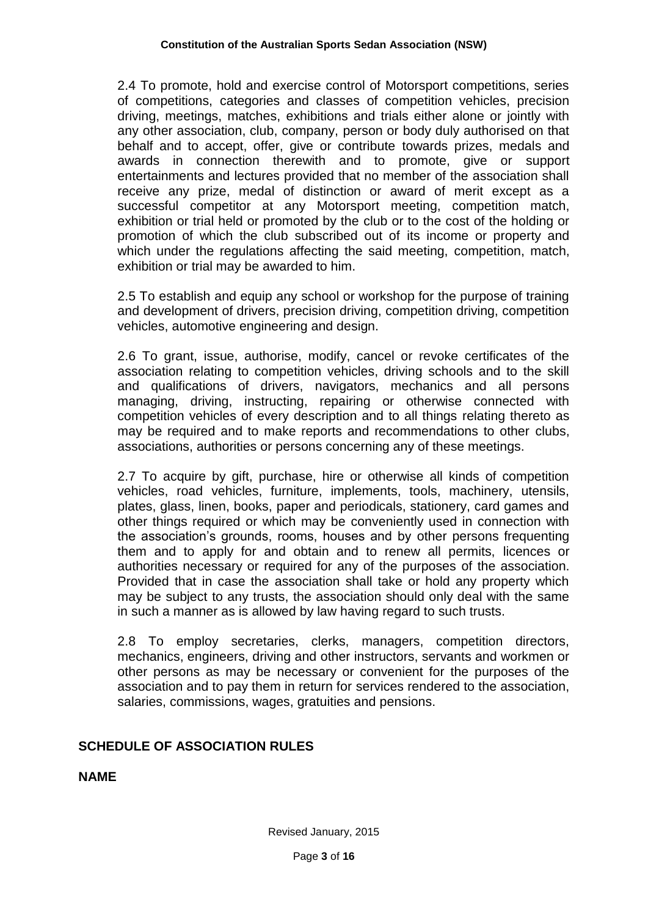2.4 To promote, hold and exercise control of Motorsport competitions, series of competitions, categories and classes of competition vehicles, precision driving, meetings, matches, exhibitions and trials either alone or jointly with any other association, club, company, person or body duly authorised on that behalf and to accept, offer, give or contribute towards prizes, medals and awards in connection therewith and to promote, give or support entertainments and lectures provided that no member of the association shall receive any prize, medal of distinction or award of merit except as a successful competitor at any Motorsport meeting, competition match, exhibition or trial held or promoted by the club or to the cost of the holding or promotion of which the club subscribed out of its income or property and which under the regulations affecting the said meeting, competition, match, exhibition or trial may be awarded to him.

2.5 To establish and equip any school or workshop for the purpose of training and development of drivers, precision driving, competition driving, competition vehicles, automotive engineering and design.

2.6 To grant, issue, authorise, modify, cancel or revoke certificates of the association relating to competition vehicles, driving schools and to the skill and qualifications of drivers, navigators, mechanics and all persons managing, driving, instructing, repairing or otherwise connected with competition vehicles of every description and to all things relating thereto as may be required and to make reports and recommendations to other clubs, associations, authorities or persons concerning any of these meetings.

2.7 To acquire by gift, purchase, hire or otherwise all kinds of competition vehicles, road vehicles, furniture, implements, tools, machinery, utensils, plates, glass, linen, books, paper and periodicals, stationery, card games and other things required or which may be conveniently used in connection with the association's grounds, rooms, houses and by other persons frequenting them and to apply for and obtain and to renew all permits, licences or authorities necessary or required for any of the purposes of the association. Provided that in case the association shall take or hold any property which may be subject to any trusts, the association should only deal with the same in such a manner as is allowed by law having regard to such trusts.

2.8 To employ secretaries, clerks, managers, competition directors, mechanics, engineers, driving and other instructors, servants and workmen or other persons as may be necessary or convenient for the purposes of the association and to pay them in return for services rendered to the association, salaries, commissions, wages, gratuities and pensions.

## SCHEDULE OF ASSOCIATION RULES

## NAME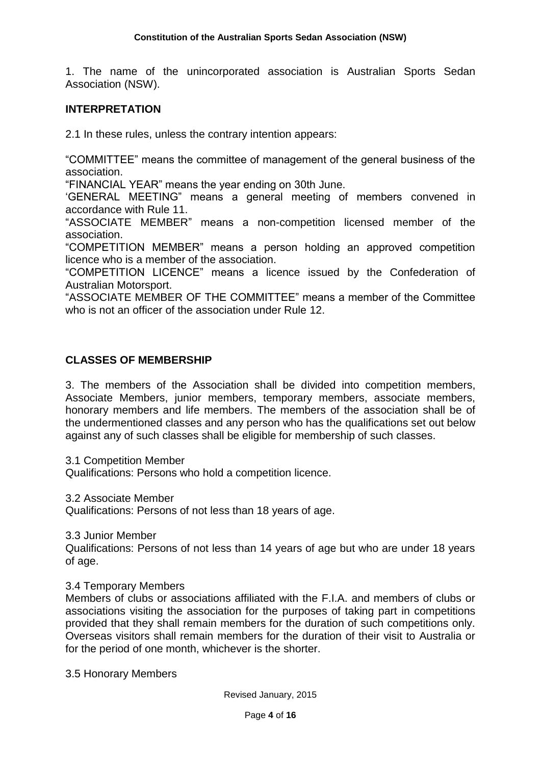1. The name of the unincorporated association is Australian Sports Sedan Association (NSW).

## INTERPRETATION

2.1 In these rules, unless the contrary intention appears:

"COMMITTEE" means the committee of management of the general business of the association.
"FINANCIAL YEAR" means the year ending on 30th June.
'GENERAL MEETING" means a general meeting of members convened in accordance with Rule 11.
"ASSOCIATE MEMBER" means a non-competition licensed member of the association.
"COMPETITION MEMBER" means a person holding an approved competition licence who is a member of the association.
"COMPETITION LICENCE" means a licence issued by the Confederation of Australian Motorsport.
"ASSOCIATE MEMBER OF THE COMMITTEE" means a member of the Committee who is not an officer of the association under Rule 12.

## CLASSES OF MEMBERSHIP

3. The members of the Association shall be divided into competition members, Associate Members, junior members, temporary members, associate members, honorary members and life members. The members of the association shall be of the undermentioned classes and any person who has the qualifications set out below against any of such classes shall be eligible for membership of such classes.

3.1 Competition Member
Qualifications: Persons who hold a competition licence.

3.2 Associate Member
Qualifications: Persons of not less than 18 years of age.

3.3 Junior Member
Qualifications: Persons of not less than 14 years of age but who are under 18 years of age.

3.4 Temporary Members
Members of clubs or associations affiliated with the F.I.A. and members of clubs or associations visiting the association for the purposes of taking part in competitions provided that they shall remain members for the duration of such competitions only. Overseas visitors shall remain members for the duration of their visit to Australia or for the period of one month, whichever is the shorter.

3.5 Honorary Members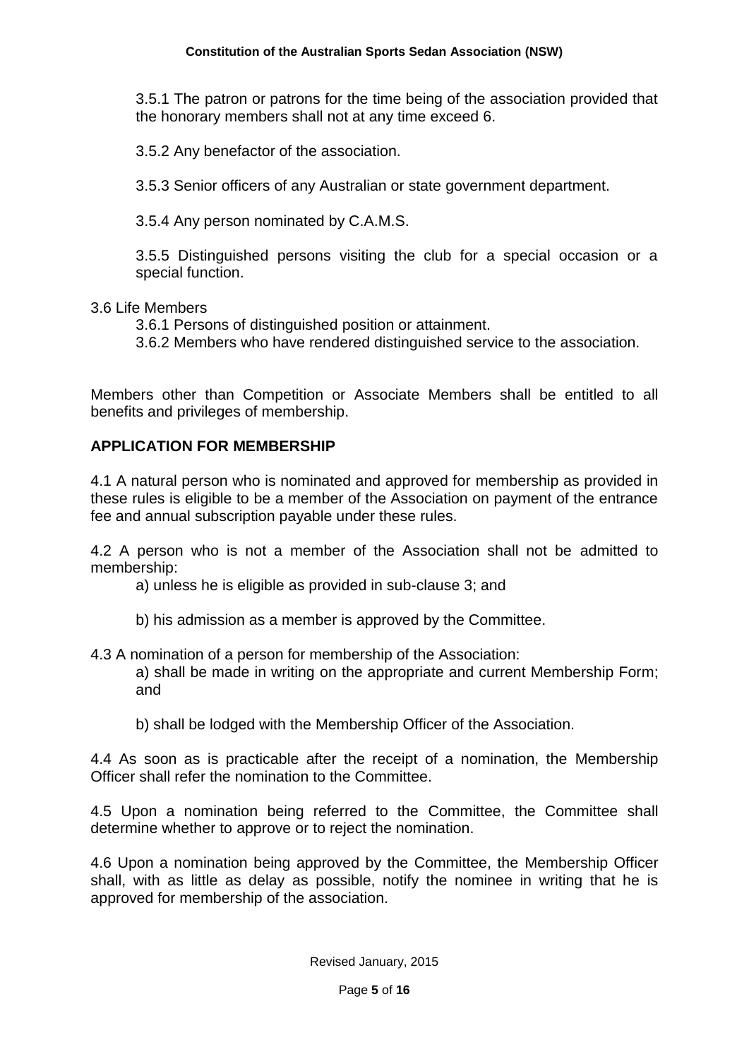3.5.1 The patron or patrons for the time being of the association provided that the honorary members shall not at any time exceed 6.

3.5.2 Any benefactor of the association.

3.5.3 Senior officers of any Australian or state government department.

3.5.4 Any person nominated by C.A.M.S.

3.5.5 Distinguished persons visiting the club for a special occasion or a special function.

3.6 Life Members

3.6.1 Persons of distinguished position or attainment.

3.6.2 Members who have rendered distinguished service to the association.

Members other than Competition or Associate Members shall be entitled to all benefits and privileges of membership.

## APPLICATION FOR MEMBERSHIP

4.1 A natural person who is nominated and approved for membership as provided in these rules is eligible to be a member of the Association on payment of the entrance fee and annual subscription payable under these rules.

4.2 A person who is not a member of the Association shall not be admitted to membership:

a) unless he is eligible as provided in sub-clause 3; and

b) his admission as a member is approved by the Committee.

4.3 A nomination of a person for membership of the Association:

a) shall be made in writing on the appropriate and current Membership Form; and

b) shall be lodged with the Membership Officer of the Association.

4.4 As soon as is practicable after the receipt of a nomination, the Membership Officer shall refer the nomination to the Committee.

4.5 Upon a nomination being referred to the Committee, the Committee shall determine whether to approve or to reject the nomination.

4.6 Upon a nomination being approved by the Committee, the Membership Officer shall, with as little as delay as possible, notify the nominee in writing that he is approved for membership of the association.

Revised January, 2015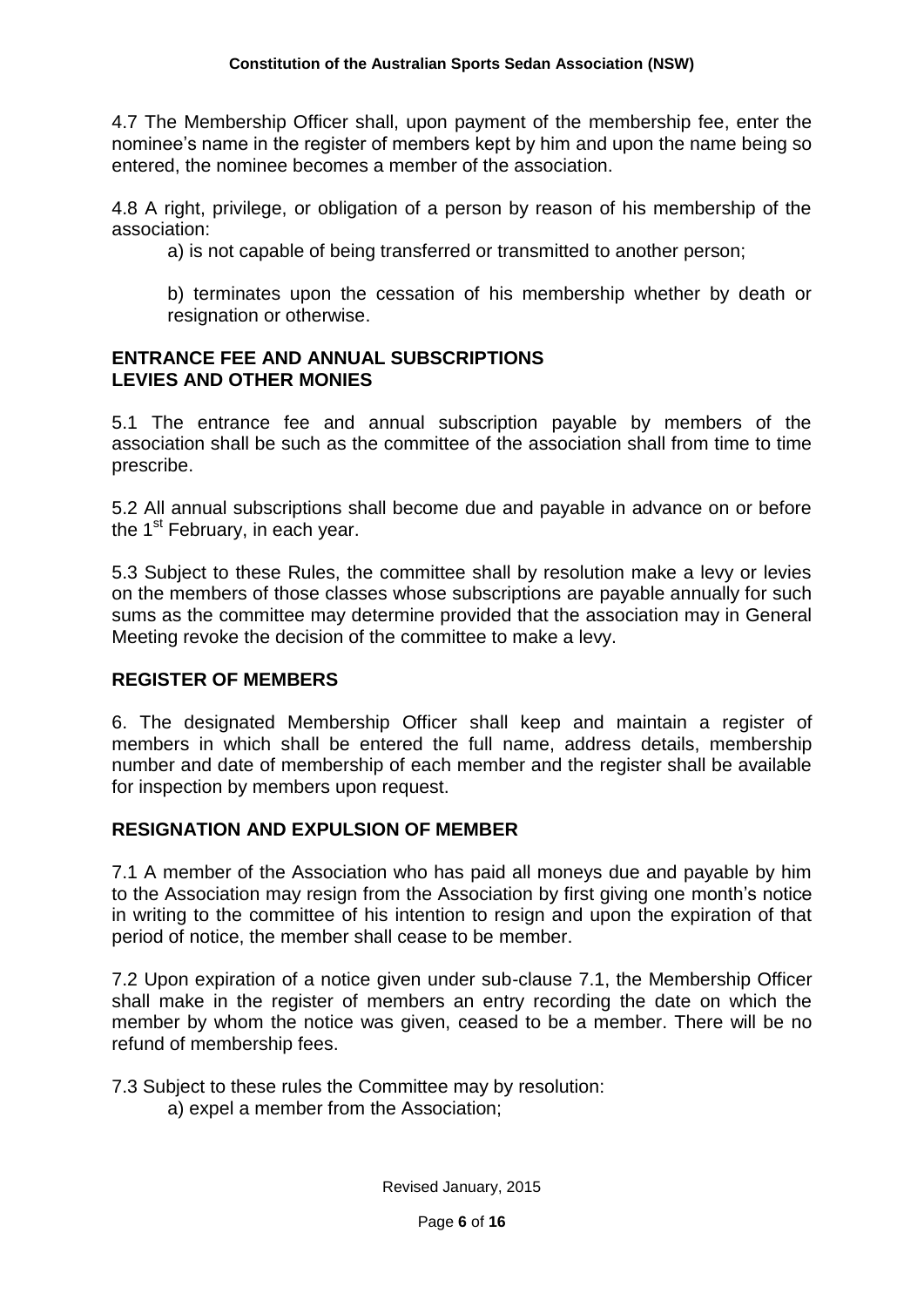4.7 The Membership Officer shall, upon payment of the membership fee, enter the nominee's name in the register of members kept by him and upon the name being so entered, the nominee becomes a member of the association.

4.8 A right, privilege, or obligation of a person by reason of his membership of the association:

a) is not capable of being transferred or transmitted to another person;

b) terminates upon the cessation of his membership whether by death or resignation or otherwise.

## ENTRANCE FEE AND ANNUAL SUBSCRIPTIONS LEVIES AND OTHER MONIES

5.1 The entrance fee and annual subscription payable by members of the association shall be such as the committee of the association shall from time to time prescribe.

5.2 All annual subscriptions shall become due and payable in advance on or before the 1st February, in each year.

5.3 Subject to these Rules, the committee shall by resolution make a levy or levies on the members of those classes whose subscriptions are payable annually for such sums as the committee may determine provided that the association may in General Meeting revoke the decision of the committee to make a levy.

## REGISTER OF MEMBERS

6. The designated Membership Officer shall keep and maintain a register of members in which shall be entered the full name, address details, membership number and date of membership of each member and the register shall be available for inspection by members upon request.

## RESIGNATION AND EXPULSION OF MEMBER

7.1 A member of the Association who has paid all moneys due and payable by him to the Association may resign from the Association by first giving one month's notice in writing to the committee of his intention to resign and upon the expiration of that period of notice, the member shall cease to be member.

7.2 Upon expiration of a notice given under sub-clause 7.1, the Membership Officer shall make in the register of members an entry recording the date on which the member by whom the notice was given, ceased to be a member. There will be no refund of membership fees.

7.3 Subject to these rules the Committee may by resolution:

a) expel a member from the Association;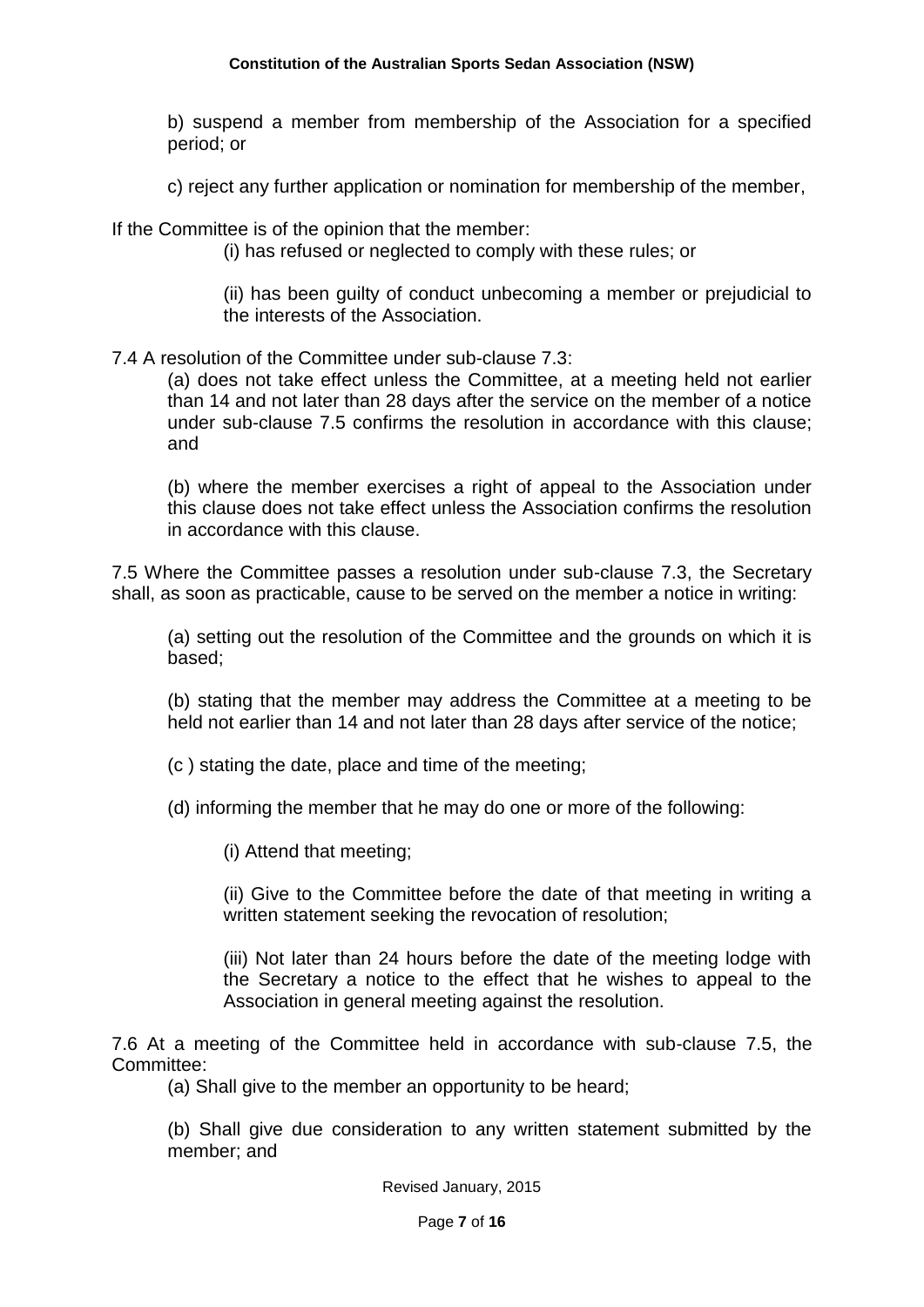b) suspend a member from membership of the Association for a specified period; or

c) reject any further application or nomination for membership of the member,

If the Committee is of the opinion that the member:

(i) has refused or neglected to comply with these rules; or

(ii) has been guilty of conduct unbecoming a member or prejudicial to the interests of the Association.

7.4 A resolution of the Committee under sub-clause 7.3:

(a) does not take effect unless the Committee, at a meeting held not earlier than 14 and not later than 28 days after the service on the member of a notice under sub-clause 7.5 confirms the resolution in accordance with this clause; and

(b) where the member exercises a right of appeal to the Association under this clause does not take effect unless the Association confirms the resolution in accordance with this clause.

7.5 Where the Committee passes a resolution under sub-clause 7.3, the Secretary shall, as soon as practicable, cause to be served on the member a notice in writing:

(a) setting out the resolution of the Committee and the grounds on which it is based;

(b) stating that the member may address the Committee at a meeting to be held not earlier than 14 and not later than 28 days after service of the notice;

(c ) stating the date, place and time of the meeting;

(d) informing the member that he may do one or more of the following:

(i) Attend that meeting;

(ii) Give to the Committee before the date of that meeting in writing a written statement seeking the revocation of resolution;

(iii) Not later than 24 hours before the date of the meeting lodge with the Secretary a notice to the effect that he wishes to appeal to the Association in general meeting against the resolution.

7.6 At a meeting of the Committee held in accordance with sub-clause 7.5, the Committee:

(a) Shall give to the member an opportunity to be heard;

(b) Shall give due consideration to any written statement submitted by the member; and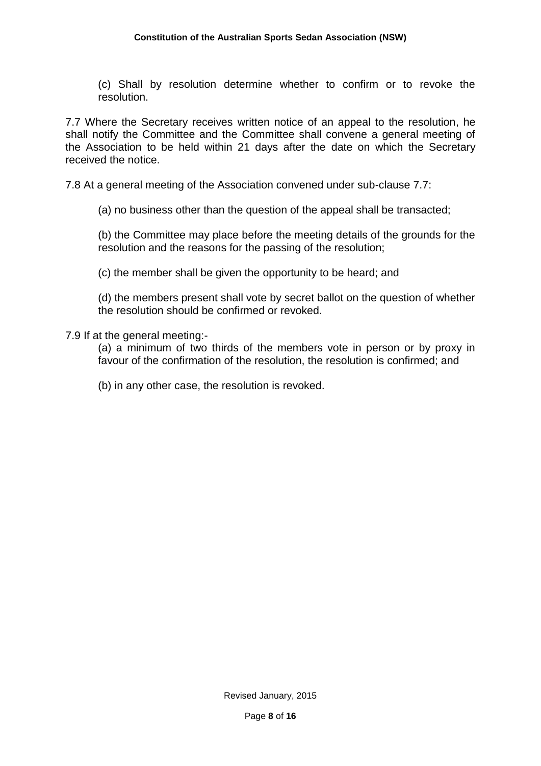(c) Shall by resolution determine whether to confirm or to revoke the resolution.

7.7 Where the Secretary receives written notice of an appeal to the resolution, he shall notify the Committee and the Committee shall convene a general meeting of the Association to be held within 21 days after the date on which the Secretary received the notice.

7.8 At a general meeting of the Association convened under sub-clause 7.7:

(a) no business other than the question of the appeal shall be transacted;

(b) the Committee may place before the meeting details of the grounds for the resolution and the reasons for the passing of the resolution;

(c) the member shall be given the opportunity to be heard; and

(d) the members present shall vote by secret ballot on the question of whether the resolution should be confirmed or revoked.

7.9 If at the general meeting:-

(a) a minimum of two thirds of the members vote in person or by proxy in favour of the confirmation of the resolution, the resolution is confirmed; and

(b) in any other case, the resolution is revoked.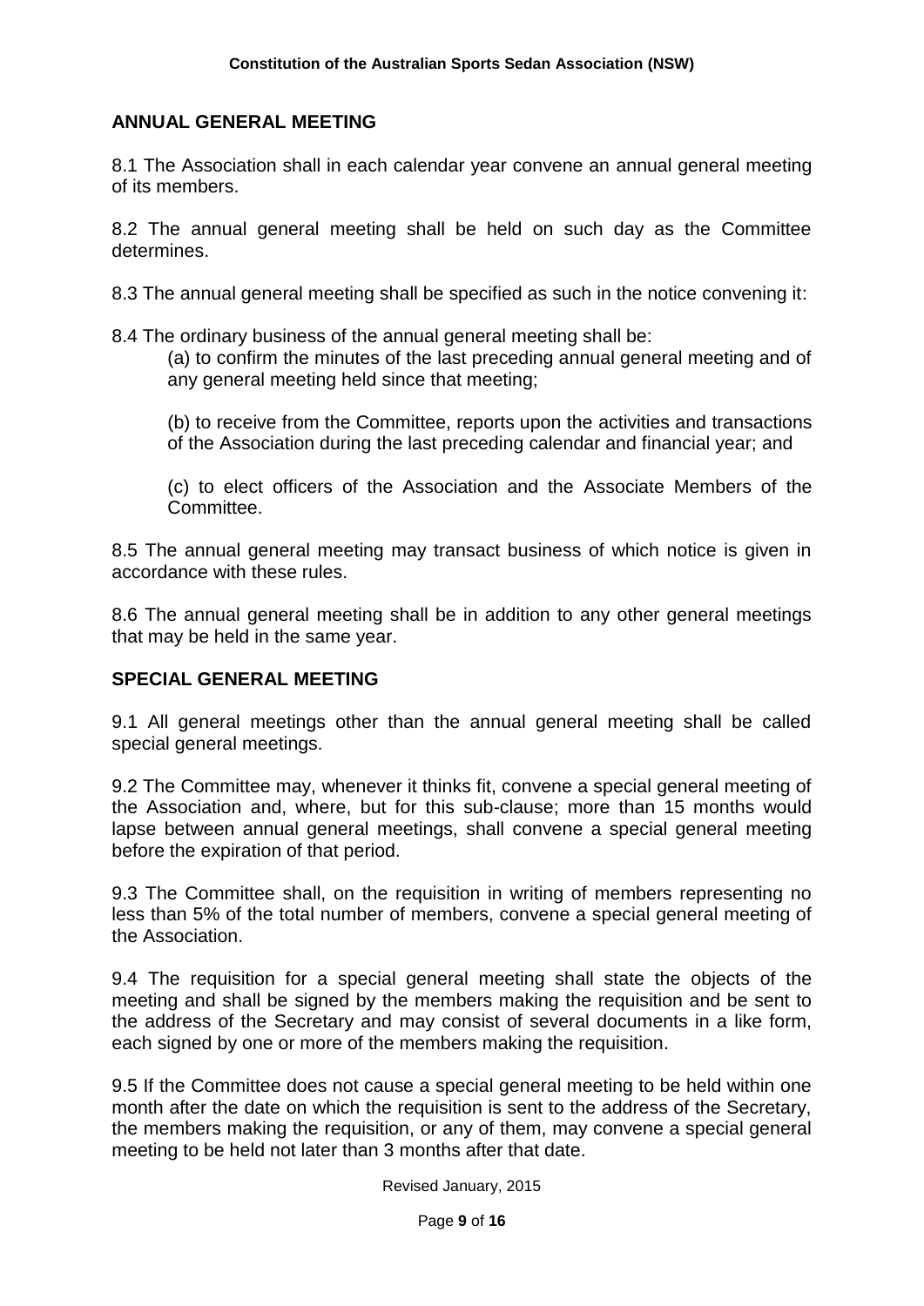## ANNUAL GENERAL MEETING

8.1 The Association shall in each calendar year convene an annual general meeting of its members.

8.2 The annual general meeting shall be held on such day as the Committee determines.

8.3 The annual general meeting shall be specified as such in the notice convening it:

8.4 The ordinary business of the annual general meeting shall be:

(a) to confirm the minutes of the last preceding annual general meeting and of any general meeting held since that meeting;

(b) to receive from the Committee, reports upon the activities and transactions of the Association during the last preceding calendar and financial year; and

(c) to elect officers of the Association and the Associate Members of the Committee.

8.5 The annual general meeting may transact business of which notice is given in accordance with these rules.

8.6 The annual general meeting shall be in addition to any other general meetings that may be held in the same year.

## SPECIAL GENERAL MEETING

9.1 All general meetings other than the annual general meeting shall be called special general meetings.

9.2 The Committee may, whenever it thinks fit, convene a special general meeting of the Association and, where, but for this sub-clause; more than 15 months would lapse between annual general meetings, shall convene a special general meeting before the expiration of that period.

9.3 The Committee shall, on the requisition in writing of members representing no less than 5% of the total number of members, convene a special general meeting of the Association.

9.4 The requisition for a special general meeting shall state the objects of the meeting and shall be signed by the members making the requisition and be sent to the address of the Secretary and may consist of several documents in a like form, each signed by one or more of the members making the requisition.

9.5 If the Committee does not cause a special general meeting to be held within one month after the date on which the requisition is sent to the address of the Secretary, the members making the requisition, or any of them, may convene a special general meeting to be held not later than 3 months after that date.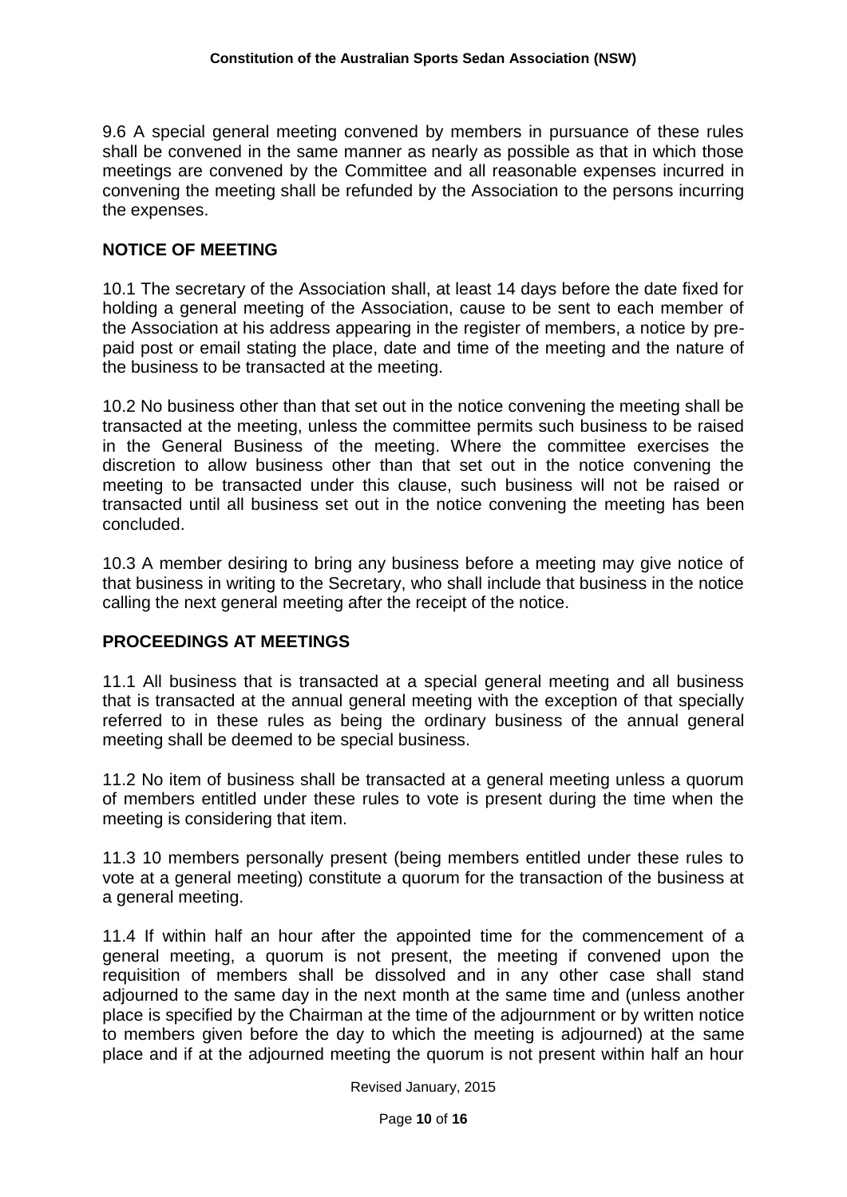9.6 A special general meeting convened by members in pursuance of these rules shall be convened in the same manner as nearly as possible as that in which those meetings are convened by the Committee and all reasonable expenses incurred in convening the meeting shall be refunded by the Association to the persons incurring the expenses.

## NOTICE OF MEETING

10.1 The secretary of the Association shall, at least 14 days before the date fixed for holding a general meeting of the Association, cause to be sent to each member of the Association at his address appearing in the register of members, a notice by pre-paid post or email stating the place, date and time of the meeting and the nature of the business to be transacted at the meeting.

10.2 No business other than that set out in the notice convening the meeting shall be transacted at the meeting, unless the committee permits such business to be raised in the General Business of the meeting. Where the committee exercises the discretion to allow business other than that set out in the notice convening the meeting to be transacted under this clause, such business will not be raised or transacted until all business set out in the notice convening the meeting has been concluded.

10.3 A member desiring to bring any business before a meeting may give notice of that business in writing to the Secretary, who shall include that business in the notice calling the next general meeting after the receipt of the notice.

## PROCEEDINGS AT MEETINGS

11.1 All business that is transacted at a special general meeting and all business that is transacted at the annual general meeting with the exception of that specially referred to in these rules as being the ordinary business of the annual general meeting shall be deemed to be special business.

11.2 No item of business shall be transacted at a general meeting unless a quorum of members entitled under these rules to vote is present during the time when the meeting is considering that item.

11.3 10 members personally present (being members entitled under these rules to vote at a general meeting) constitute a quorum for the transaction of the business at a general meeting.

11.4 If within half an hour after the appointed time for the commencement of a general meeting, a quorum is not present, the meeting if convened upon the requisition of members shall be dissolved and in any other case shall stand adjourned to the same day in the next month at the same time and (unless another place is specified by the Chairman at the time of the adjournment or by written notice to members given before the day to which the meeting is adjourned) at the same place and if at the adjourned meeting the quorum is not present within half an hour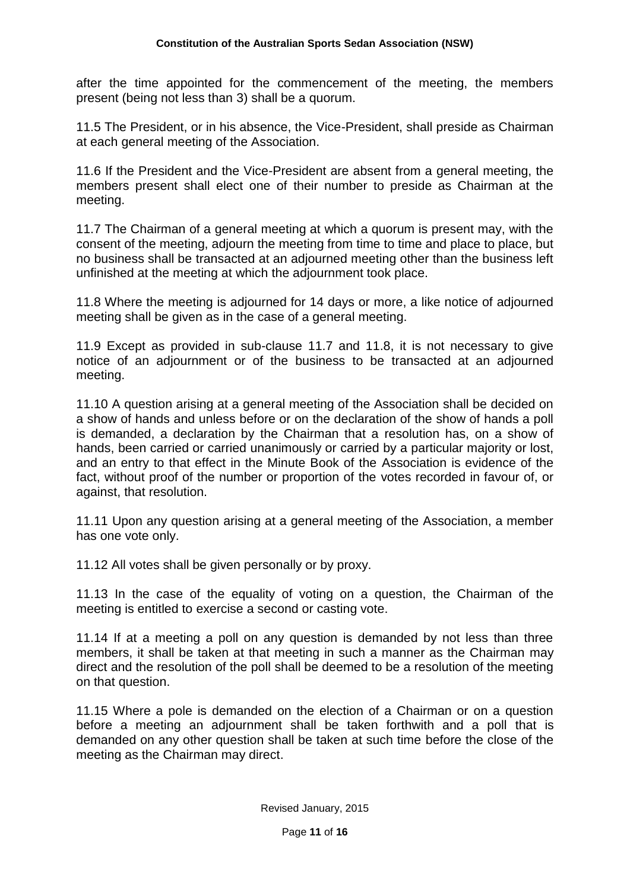after the time appointed for the commencement of the meeting, the members present (being not less than 3) shall be a quorum.

11.5 The President, or in his absence, the Vice-President, shall preside as Chairman at each general meeting of the Association.

11.6 If the President and the Vice-President are absent from a general meeting, the members present shall elect one of their number to preside as Chairman at the meeting.

11.7 The Chairman of a general meeting at which a quorum is present may, with the consent of the meeting, adjourn the meeting from time to time and place to place, but no business shall be transacted at an adjourned meeting other than the business left unfinished at the meeting at which the adjournment took place.

11.8 Where the meeting is adjourned for 14 days or more, a like notice of adjourned meeting shall be given as in the case of a general meeting.

11.9 Except as provided in sub-clause 11.7 and 11.8, it is not necessary to give notice of an adjournment or of the business to be transacted at an adjourned meeting.

11.10 A question arising at a general meeting of the Association shall be decided on a show of hands and unless before or on the declaration of the show of hands a poll is demanded, a declaration by the Chairman that a resolution has, on a show of hands, been carried or carried unanimously or carried by a particular majority or lost, and an entry to that effect in the Minute Book of the Association is evidence of the fact, without proof of the number or proportion of the votes recorded in favour of, or against, that resolution.

11.11 Upon any question arising at a general meeting of the Association, a member has one vote only.

11.12 All votes shall be given personally or by proxy.

11.13 In the case of the equality of voting on a question, the Chairman of the meeting is entitled to exercise a second or casting vote.

11.14 If at a meeting a poll on any question is demanded by not less than three members, it shall be taken at that meeting in such a manner as the Chairman may direct and the resolution of the poll shall be deemed to be a resolution of the meeting on that question.

11.15 Where a pole is demanded on the election of a Chairman or on a question before a meeting an adjournment shall be taken forthwith and a poll that is demanded on any other question shall be taken at such time before the close of the meeting as the Chairman may direct.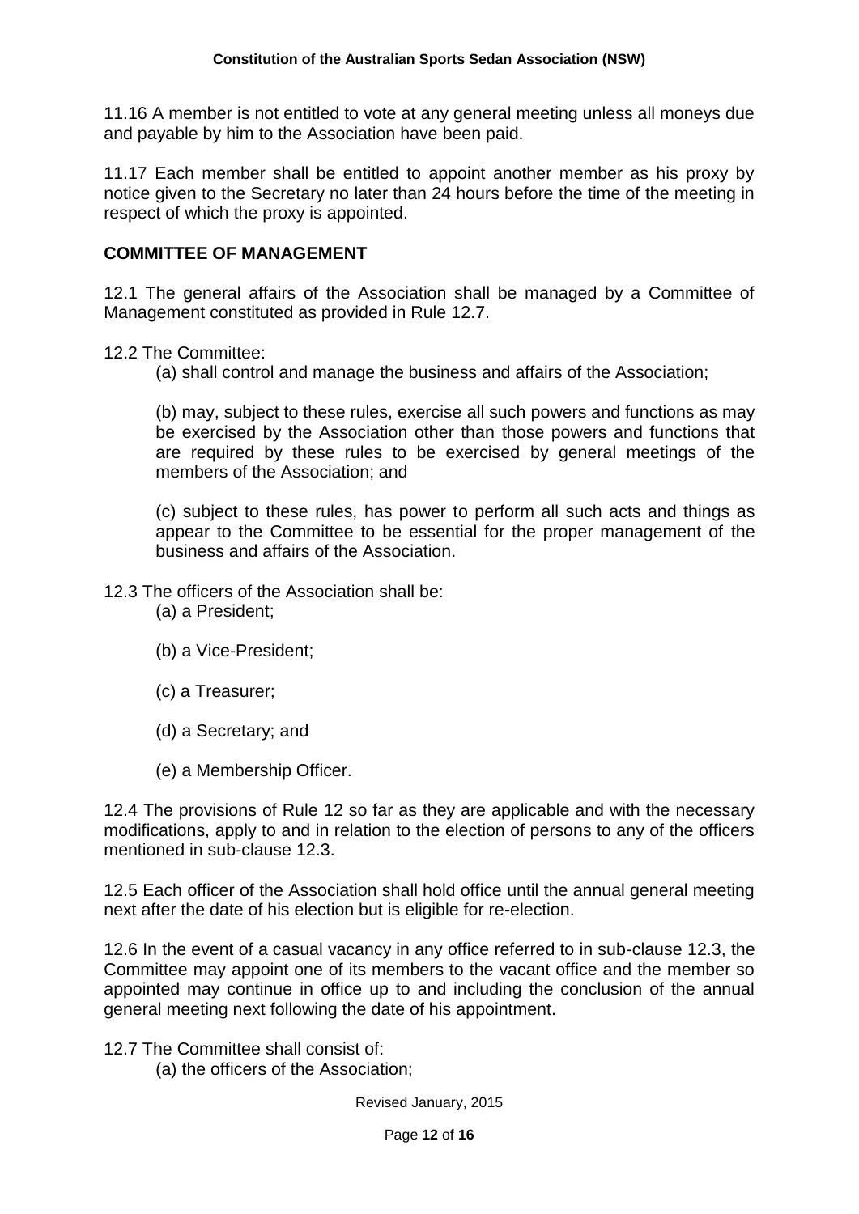11.16 A member is not entitled to vote at any general meeting unless all moneys due and payable by him to the Association have been paid.

11.17 Each member shall be entitled to appoint another member as his proxy by notice given to the Secretary no later than 24 hours before the time of the meeting in respect of which the proxy is appointed.

## COMMITTEE OF MANAGEMENT

12.1 The general affairs of the Association shall be managed by a Committee of Management constituted as provided in Rule 12.7.

12.2 The Committee:

(a) shall control and manage the business and affairs of the Association;

(b) may, subject to these rules, exercise all such powers and functions as may be exercised by the Association other than those powers and functions that are required by these rules to be exercised by general meetings of the members of the Association; and

(c) subject to these rules, has power to perform all such acts and things as appear to the Committee to be essential for the proper management of the business and affairs of the Association.

12.3 The officers of the Association shall be:

(a) a President;

(b) a Vice-President;

(c) a Treasurer;

(d) a Secretary; and

(e) a Membership Officer.

12.4 The provisions of Rule 12 so far as they are applicable and with the necessary modifications, apply to and in relation to the election of persons to any of the officers mentioned in sub-clause 12.3.

12.5 Each officer of the Association shall hold office until the annual general meeting next after the date of his election but is eligible for re-election.

12.6 In the event of a casual vacancy in any office referred to in sub-clause 12.3, the Committee may appoint one of its members to the vacant office and the member so appointed may continue in office up to and including the conclusion of the annual general meeting next following the date of his appointment.

12.7 The Committee shall consist of:

(a) the officers of the Association;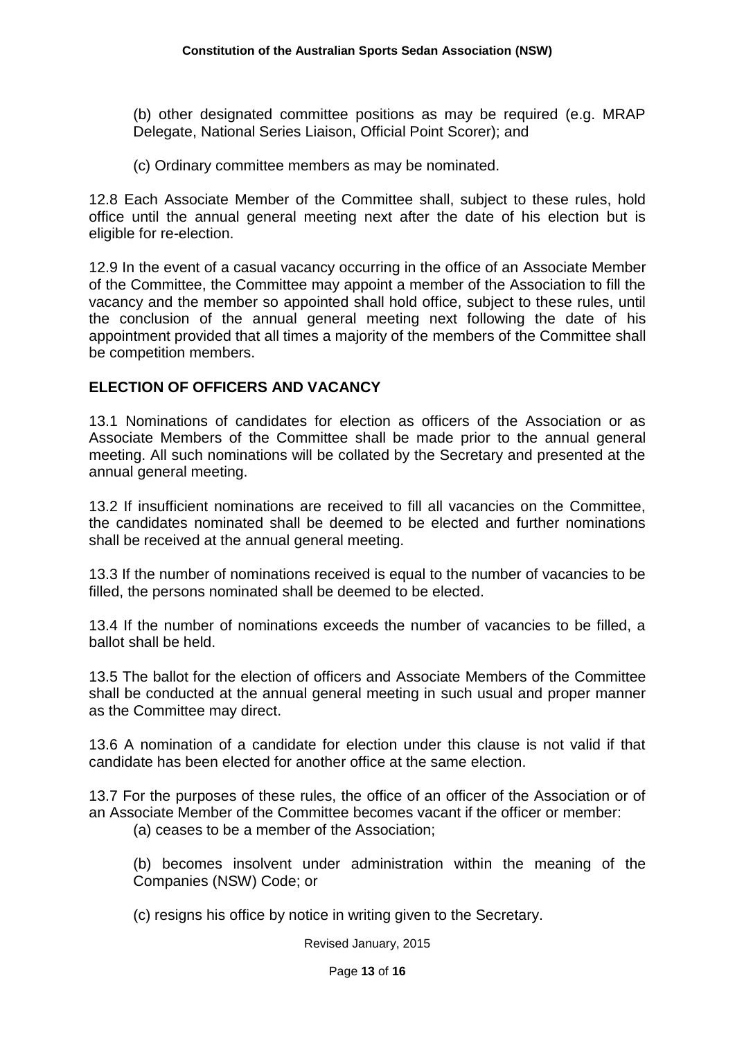(b) other designated committee positions as may be required (e.g. MRAP Delegate, National Series Liaison, Official Point Scorer); and

(c) Ordinary committee members as may be nominated.

12.8 Each Associate Member of the Committee shall, subject to these rules, hold office until the annual general meeting next after the date of his election but is eligible for re-election.

12.9 In the event of a casual vacancy occurring in the office of an Associate Member of the Committee, the Committee may appoint a member of the Association to fill the vacancy and the member so appointed shall hold office, subject to these rules, until the conclusion of the annual general meeting next following the date of his appointment provided that all times a majority of the members of the Committee shall be competition members.

## ELECTION OF OFFICERS AND VACANCY

13.1 Nominations of candidates for election as officers of the Association or as Associate Members of the Committee shall be made prior to the annual general meeting. All such nominations will be collated by the Secretary and presented at the annual general meeting.

13.2 If insufficient nominations are received to fill all vacancies on the Committee, the candidates nominated shall be deemed to be elected and further nominations shall be received at the annual general meeting.

13.3 If the number of nominations received is equal to the number of vacancies to be filled, the persons nominated shall be deemed to be elected.

13.4 If the number of nominations exceeds the number of vacancies to be filled, a ballot shall be held.

13.5 The ballot for the election of officers and Associate Members of the Committee shall be conducted at the annual general meeting in such usual and proper manner as the Committee may direct.

13.6 A nomination of a candidate for election under this clause is not valid if that candidate has been elected for another office at the same election.

13.7 For the purposes of these rules, the office of an officer of the Association or of an Associate Member of the Committee becomes vacant if the officer or member:

(a) ceases to be a member of the Association;

(b) becomes insolvent under administration within the meaning of the Companies (NSW) Code; or

(c) resigns his office by notice in writing given to the Secretary.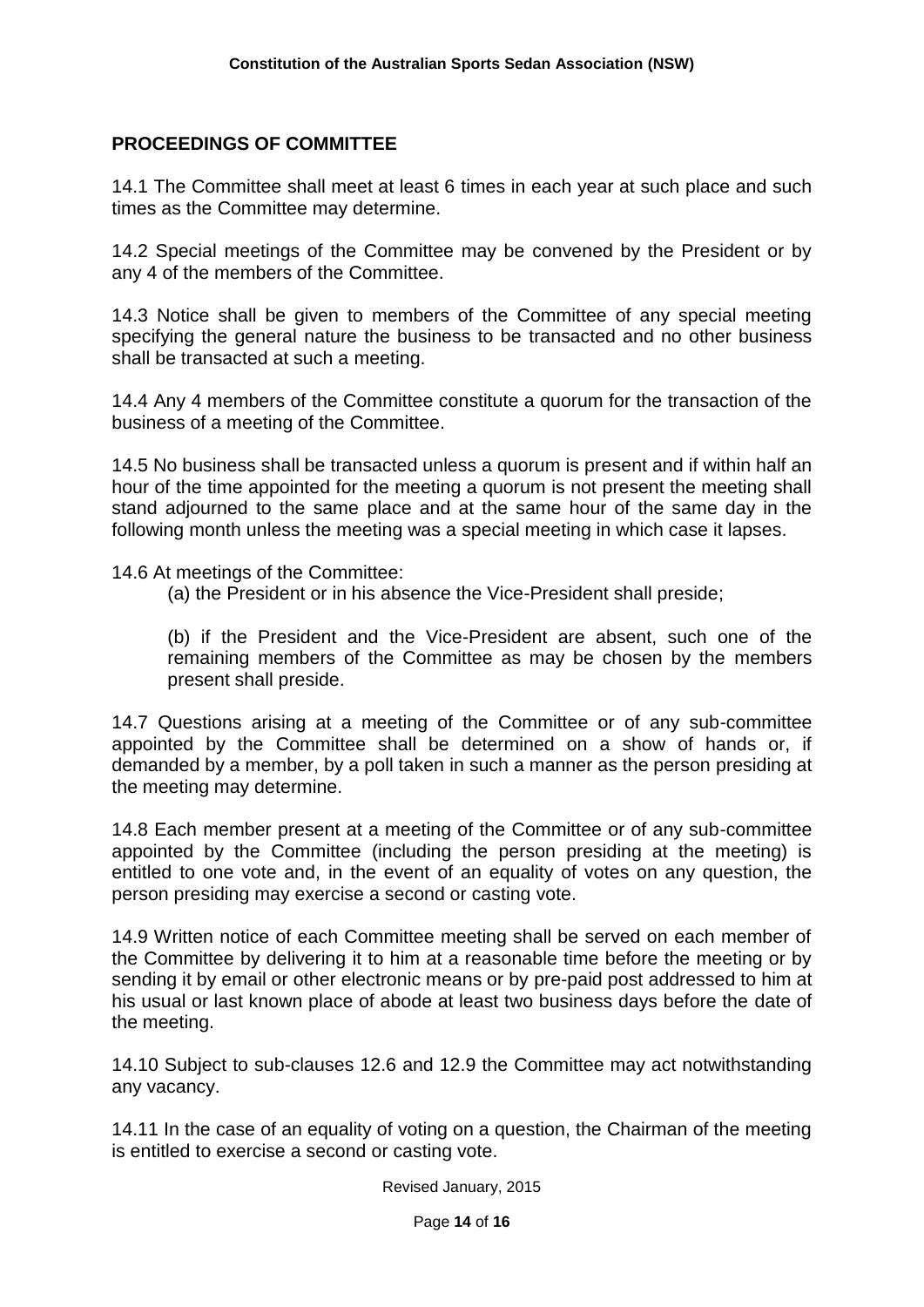## PROCEEDINGS OF COMMITTEE

14.1 The Committee shall meet at least 6 times in each year at such place and such times as the Committee may determine.

14.2 Special meetings of the Committee may be convened by the President or by any 4 of the members of the Committee.

14.3 Notice shall be given to members of the Committee of any special meeting specifying the general nature the business to be transacted and no other business shall be transacted at such a meeting.

14.4 Any 4 members of the Committee constitute a quorum for the transaction of the business of a meeting of the Committee.

14.5 No business shall be transacted unless a quorum is present and if within half an hour of the time appointed for the meeting a quorum is not present the meeting shall stand adjourned to the same place and at the same hour of the same day in the following month unless the meeting was a special meeting in which case it lapses.

14.6 At meetings of the Committee:

(a) the President or in his absence the Vice-President shall preside;

(b) if the President and the Vice-President are absent, such one of the remaining members of the Committee as may be chosen by the members present shall preside.

14.7 Questions arising at a meeting of the Committee or of any sub-committee appointed by the Committee shall be determined on a show of hands or, if demanded by a member, by a poll taken in such a manner as the person presiding at the meeting may determine.

14.8 Each member present at a meeting of the Committee or of any sub-committee appointed by the Committee (including the person presiding at the meeting) is entitled to one vote and, in the event of an equality of votes on any question, the person presiding may exercise a second or casting vote.

14.9 Written notice of each Committee meeting shall be served on each member of the Committee by delivering it to him at a reasonable time before the meeting or by sending it by email or other electronic means or by pre-paid post addressed to him at his usual or last known place of abode at least two business days before the date of the meeting.

14.10 Subject to sub-clauses 12.6 and 12.9 the Committee may act notwithstanding any vacancy.

14.11 In the case of an equality of voting on a question, the Chairman of the meeting is entitled to exercise a second or casting vote.

Revised January, 2015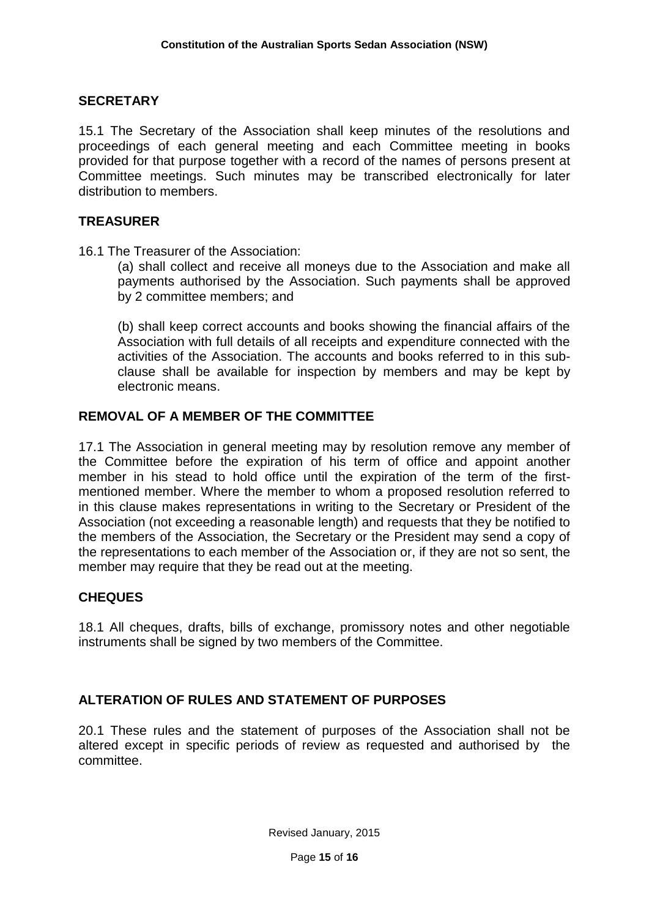## SECRETARY

15.1 The Secretary of the Association shall keep minutes of the resolutions and proceedings of each general meeting and each Committee meeting in books provided for that purpose together with a record of the names of persons present at Committee meetings. Such minutes may be transcribed electronically for later distribution to members.

## TREASURER

16.1 The Treasurer of the Association:

(a) shall collect and receive all moneys due to the Association and make all payments authorised by the Association. Such payments shall be approved by 2 committee members; and

(b) shall keep correct accounts and books showing the financial affairs of the Association with full details of all receipts and expenditure connected with the activities of the Association. The accounts and books referred to in this sub-clause shall be available for inspection by members and may be kept by electronic means.

## REMOVAL OF A MEMBER OF THE COMMITTEE

17.1 The Association in general meeting may by resolution remove any member of the Committee before the expiration of his term of office and appoint another member in his stead to hold office until the expiration of the term of the first-mentioned member. Where the member to whom a proposed resolution referred to in this clause makes representations in writing to the Secretary or President of the Association (not exceeding a reasonable length) and requests that they be notified to the members of the Association, the Secretary or the President may send a copy of the representations to each member of the Association or, if they are not so sent, the member may require that they be read out at the meeting.

## CHEQUES

18.1 All cheques, drafts, bills of exchange, promissory notes and other negotiable instruments shall be signed by two members of the Committee.

## ALTERATION OF RULES AND STATEMENT OF PURPOSES

20.1 These rules and the statement of purposes of the Association shall not be altered except in specific periods of review as requested and authorised by the committee.

Revised January, 2015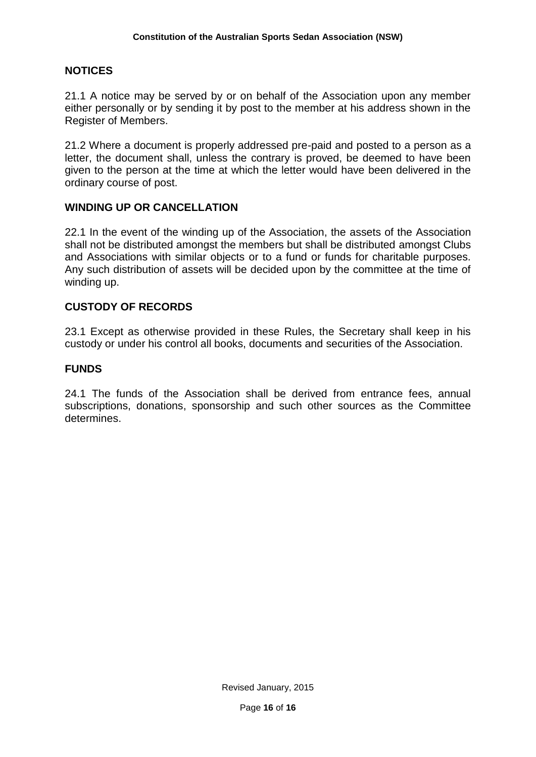## NOTICES

21.1 A notice may be served by or on behalf of the Association upon any member either personally or by sending it by post to the member at his address shown in the Register of Members.

21.2 Where a document is properly addressed pre-paid and posted to a person as a letter, the document shall, unless the contrary is proved, be deemed to have been given to the person at the time at which the letter would have been delivered in the ordinary course of post.

## WINDING UP OR CANCELLATION

22.1 In the event of the winding up of the Association, the assets of the Association shall not be distributed amongst the members but shall be distributed amongst Clubs and Associations with similar objects or to a fund or funds for charitable purposes. Any such distribution of assets will be decided upon by the committee at the time of winding up.

## CUSTODY OF RECORDS

23.1 Except as otherwise provided in these Rules, the Secretary shall keep in his custody or under his control all books, documents and securities of the Association.

## FUNDS

24.1 The funds of the Association shall be derived from entrance fees, annual subscriptions, donations, sponsorship and such other sources as the Committee determines.

Revised January, 2015